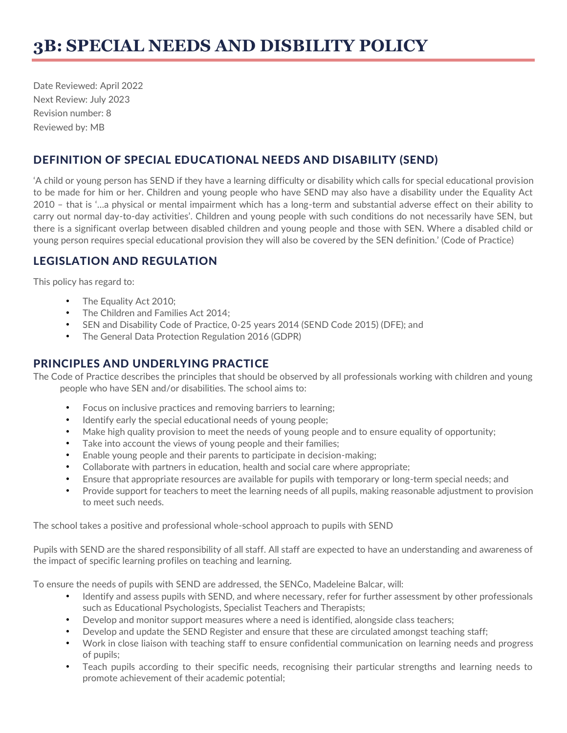# 3B: SPECIAL NEEDS AND DISBILITY POLICY

Date Reviewed: April 2022
Next Review: July 2023
Revision number: 8
Reviewed by: MB

## DEFINITION OF SPECIAL EDUCATIONAL NEEDS AND DISABILITY (SEND)

'A child or young person has SEND if they have a learning difficulty or disability which calls for special educational provision to be made for him or her. Children and young people who have SEND may also have a disability under the Equality Act 2010 – that is '…a physical or mental impairment which has a long-term and substantial adverse effect on their ability to carry out normal day-to-day activities'. Children and young people with such conditions do not necessarily have SEN, but there is a significant overlap between disabled children and young people and those with SEN. Where a disabled child or young person requires special educational provision they will also be covered by the SEN definition.' (Code of Practice)

## LEGISLATION AND REGULATION

This policy has regard to:

- The Equality Act 2010;
- The Children and Families Act 2014;
- SEN and Disability Code of Practice, 0-25 years 2014 (SEND Code 2015) (DFE); and
- The General Data Protection Regulation 2016 (GDPR)

## PRINCIPLES AND UNDERLYING PRACTICE

The Code of Practice describes the principles that should be observed by all professionals working with children and young people who have SEN and/or disabilities. The school aims to:

- Focus on inclusive practices and removing barriers to learning;
- Identify early the special educational needs of young people;
- Make high quality provision to meet the needs of young people and to ensure equality of opportunity;
- Take into account the views of young people and their families;
- Enable young people and their parents to participate in decision-making;
- Collaborate with partners in education, health and social care where appropriate;
- Ensure that appropriate resources are available for pupils with temporary or long-term special needs; and
- Provide support for teachers to meet the learning needs of all pupils, making reasonable adjustment to provision to meet such needs.

The school takes a positive and professional whole-school approach to pupils with SEND

Pupils with SEND are the shared responsibility of all staff. All staff are expected to have an understanding and awareness of the impact of specific learning profiles on teaching and learning.

To ensure the needs of pupils with SEND are addressed, the SENCo, Madeleine Balcar, will:

- Identify and assess pupils with SEND, and where necessary, refer for further assessment by other professionals such as Educational Psychologists, Specialist Teachers and Therapists;
- Develop and monitor support measures where a need is identified, alongside class teachers;
- Develop and update the SEND Register and ensure that these are circulated amongst teaching staff;
- Work in close liaison with teaching staff to ensure confidential communication on learning needs and progress of pupils;
- Teach pupils according to their specific needs, recognising their particular strengths and learning needs to promote achievement of their academic potential;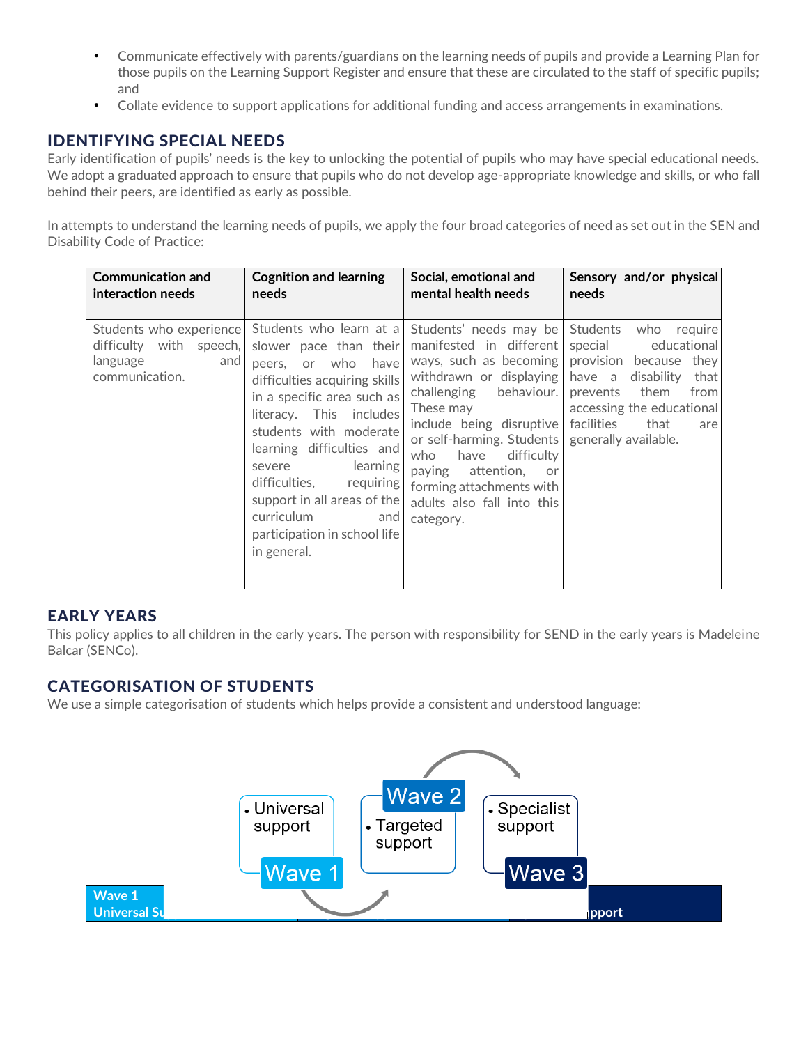- Communicate effectively with parents/guardians on the learning needs of pupils and provide a Learning Plan for those pupils on the Learning Support Register and ensure that these are circulated to the staff of specific pupils; and
- Collate evidence to support applications for additional funding and access arrangements in examinations.

## IDENTIFYING SPECIAL NEEDS

Early identification of pupils' needs is the key to unlocking the potential of pupils who may have special educational needs. We adopt a graduated approach to ensure that pupils who do not develop age-appropriate knowledge and skills, or who fall behind their peers, are identified as early as possible.

In attempts to understand the learning needs of pupils, we apply the four broad categories of need as set out in the SEN and Disability Code of Practice:

| **Communication and interaction needs** | **Cognition and learning needs** | **Social, emotional and mental health needs** | **Sensory and/or physical needs** |
|---|---|---|---|
| Students who experience difficulty with speech, language and communication. | Students who learn at a slower pace than their peers, or who have difficulties acquiring skills in a specific area such as literacy. This includes students with moderate learning difficulties and severe learning difficulties, requiring support in all areas of the curriculum and participation in school life in general. | Students' needs may be manifested in different ways, such as becoming withdrawn or displaying challenging behaviour. These may include being disruptive or self-harming. Students who have difficulty paying attention, or forming attachments with adults also fall into this category. | Students who require special educational provision because they have a disability that prevents them from accessing the educational facilities that are generally available. |

## EARLY YEARS

This policy applies to all children in the early years. The person with responsibility for SEND in the early years is Madeleine Balcar (SENCo).

## CATEGORISATION OF STUDENTS

We use a simple categorisation of students which helps provide a consistent and understood language:

- Universal support — Wave 1
- Targeted support — Wave 2
- Specialist support — Wave 3

| Wave 1 Universal Su | | | pport |
|---|---|---|---|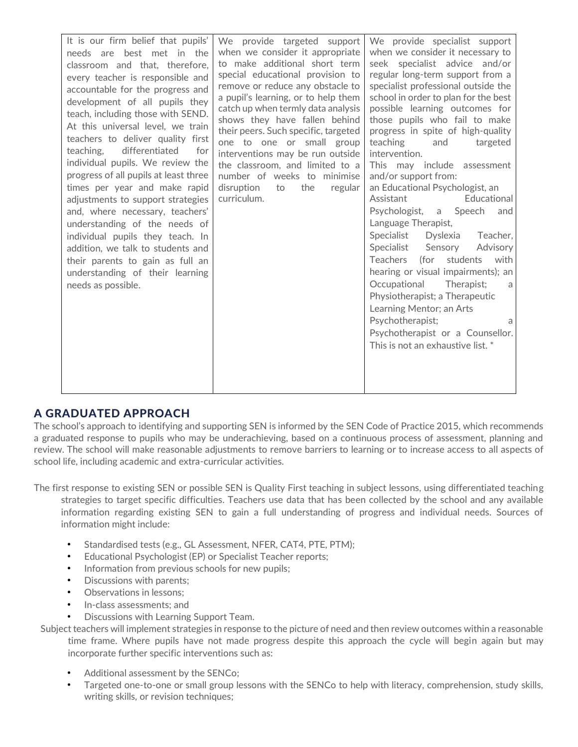| It is our firm belief that pupils' needs are best met in the classroom and that, therefore, every teacher is responsible and accountable for the progress and development of all pupils they teach, including those with SEND. At this universal level, we train teachers to deliver quality first teaching, differentiated for individual pupils. We review the progress of all pupils at least three times per year and make rapid adjustments to support strategies and, where necessary, teachers' understanding of the needs of individual pupils they teach. In addition, we talk to students and their parents to gain as full an understanding of their learning needs as possible. | We provide targeted support when we consider it appropriate to make additional short term special educational provision to remove or reduce any obstacle to a pupil's learning, or to help them catch up when termly data analysis shows they have fallen behind their peers. Such specific, targeted one to one or small group interventions may be run outside the classroom, and limited to a number of weeks to minimise disruption to the regular curriculum. | We provide specialist support when we consider it necessary to seek specialist advice and/or regular long-term support from a specialist professional outside the school in order to plan for the best possible learning outcomes for those pupils who fail to make progress in spite of high-quality teaching and targeted intervention. This may include assessment and/or support from: an Educational Psychologist, an Assistant Educational Psychologist, a Speech and Language Therapist, Specialist Dyslexia Teacher, Specialist Sensory Advisory Teachers (for students with hearing or visual impairments); an Occupational Therapist; a Physiotherapist; a Therapeutic Learning Mentor; an Arts Psychotherapist; a Psychotherapist or a Counsellor. This is not an exhaustive list. * |
|---|---|---|

## A GRADUATED APPROACH

The school's approach to identifying and supporting SEN is informed by the SEN Code of Practice 2015, which recommends a graduated response to pupils who may be underachieving, based on a continuous process of assessment, planning and review. The school will make reasonable adjustments to remove barriers to learning or to increase access to all aspects of school life, including academic and extra-curricular activities.

The first response to existing SEN or possible SEN is Quality First teaching in subject lessons, using differentiated teaching strategies to target specific difficulties. Teachers use data that has been collected by the school and any available information regarding existing SEN to gain a full understanding of progress and individual needs. Sources of information might include:

- Standardised tests (e.g., GL Assessment, NFER, CAT4, PTE, PTM);
- Educational Psychologist (EP) or Specialist Teacher reports;
- Information from previous schools for new pupils;
- Discussions with parents;
- Observations in lessons;
- In-class assessments; and
- Discussions with Learning Support Team.

Subject teachers will implement strategies in response to the picture of need and then review outcomes within a reasonable time frame. Where pupils have not made progress despite this approach the cycle will begin again but may incorporate further specific interventions such as:

- Additional assessment by the SENCo;
- Targeted one-to-one or small group lessons with the SENCo to help with literacy, comprehension, study skills, writing skills, or revision techniques;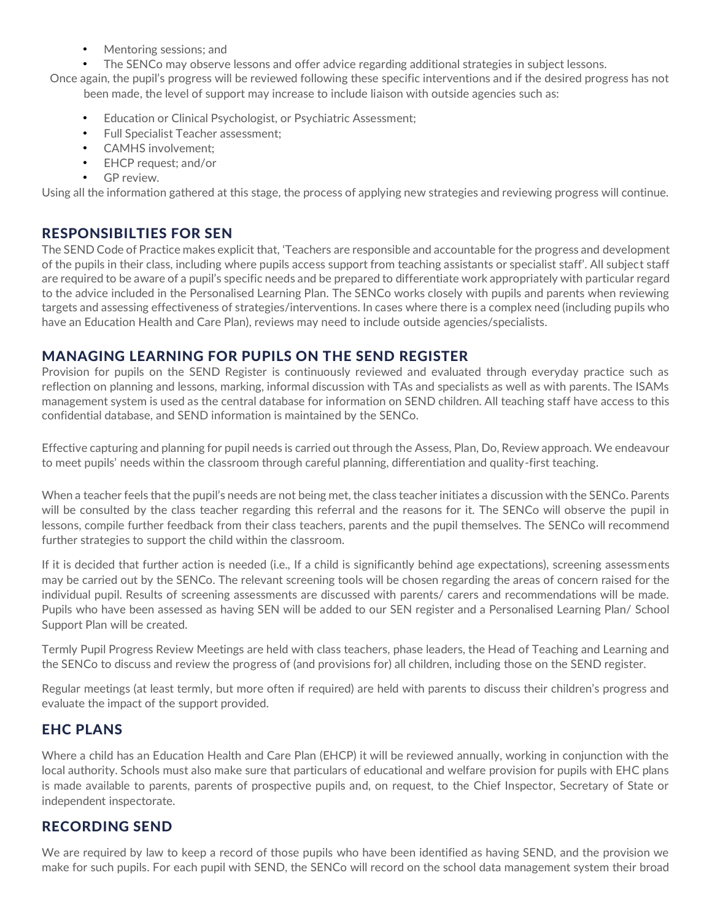- Mentoring sessions; and
- The SENCo may observe lessons and offer advice regarding additional strategies in subject lessons.

Once again, the pupil's progress will be reviewed following these specific interventions and if the desired progress has not been made, the level of support may increase to include liaison with outside agencies such as:

- Education or Clinical Psychologist, or Psychiatric Assessment;
- Full Specialist Teacher assessment;
- CAMHS involvement;
- EHCP request; and/or
- GP review.

Using all the information gathered at this stage, the process of applying new strategies and reviewing progress will continue.

## RESPONSIBILTIES FOR SEN

The SEND Code of Practice makes explicit that, 'Teachers are responsible and accountable for the progress and development of the pupils in their class, including where pupils access support from teaching assistants or specialist staff'. All subject staff are required to be aware of a pupil's specific needs and be prepared to differentiate work appropriately with particular regard to the advice included in the Personalised Learning Plan. The SENCo works closely with pupils and parents when reviewing targets and assessing effectiveness of strategies/interventions. In cases where there is a complex need (including pupils who have an Education Health and Care Plan), reviews may need to include outside agencies/specialists.

## MANAGING LEARNING FOR PUPILS ON THE SEND REGISTER

Provision for pupils on the SEND Register is continuously reviewed and evaluated through everyday practice such as reflection on planning and lessons, marking, informal discussion with TAs and specialists as well as with parents. The ISAMs management system is used as the central database for information on SEND children. All teaching staff have access to this confidential database, and SEND information is maintained by the SENCo.

Effective capturing and planning for pupil needs is carried out through the Assess, Plan, Do, Review approach. We endeavour to meet pupils' needs within the classroom through careful planning, differentiation and quality-first teaching.

When a teacher feels that the pupil's needs are not being met, the class teacher initiates a discussion with the SENCo. Parents will be consulted by the class teacher regarding this referral and the reasons for it. The SENCo will observe the pupil in lessons, compile further feedback from their class teachers, parents and the pupil themselves. The SENCo will recommend further strategies to support the child within the classroom.

If it is decided that further action is needed (i.e., If a child is significantly behind age expectations), screening assessments may be carried out by the SENCo. The relevant screening tools will be chosen regarding the areas of concern raised for the individual pupil. Results of screening assessments are discussed with parents/ carers and recommendations will be made. Pupils who have been assessed as having SEN will be added to our SEN register and a Personalised Learning Plan/ School Support Plan will be created.

Termly Pupil Progress Review Meetings are held with class teachers, phase leaders, the Head of Teaching and Learning and the SENCo to discuss and review the progress of (and provisions for) all children, including those on the SEND register.

Regular meetings (at least termly, but more often if required) are held with parents to discuss their children's progress and evaluate the impact of the support provided.

## EHC PLANS

Where a child has an Education Health and Care Plan (EHCP) it will be reviewed annually, working in conjunction with the local authority. Schools must also make sure that particulars of educational and welfare provision for pupils with EHC plans is made available to parents, parents of prospective pupils and, on request, to the Chief Inspector, Secretary of State or independent inspectorate.

## RECORDING SEND

We are required by law to keep a record of those pupils who have been identified as having SEND, and the provision we make for such pupils. For each pupil with SEND, the SENCo will record on the school data management system their broad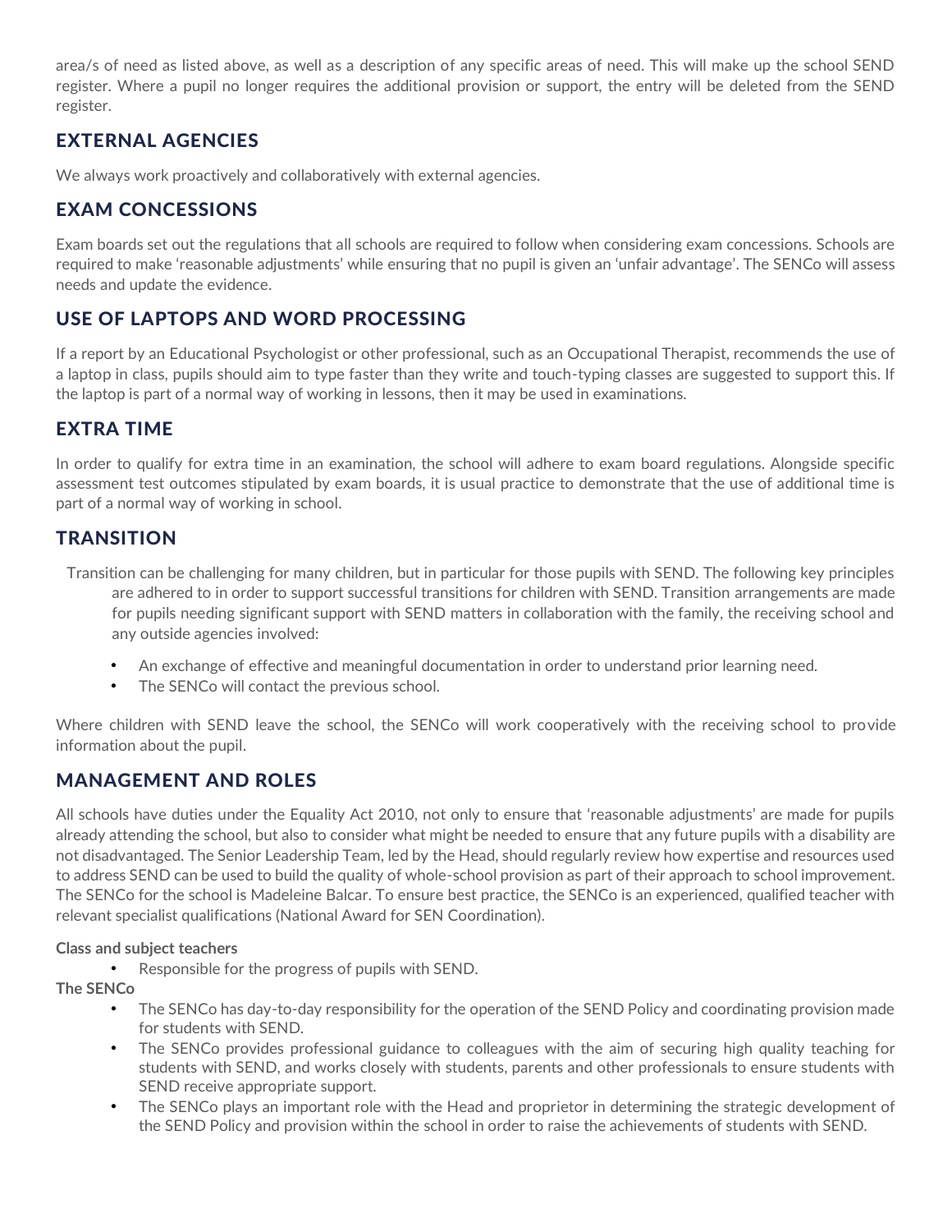area/s of need as listed above, as well as a description of any specific areas of need. This will make up the school SEND register. Where a pupil no longer requires the additional provision or support, the entry will be deleted from the SEND register.

## EXTERNAL AGENCIES

We always work proactively and collaboratively with external agencies.

## EXAM CONCESSIONS

Exam boards set out the regulations that all schools are required to follow when considering exam concessions. Schools are required to make 'reasonable adjustments' while ensuring that no pupil is given an 'unfair advantage'. The SENCo will assess needs and update the evidence.

## USE OF LAPTOPS AND WORD PROCESSING

If a report by an Educational Psychologist or other professional, such as an Occupational Therapist, recommends the use of a laptop in class, pupils should aim to type faster than they write and touch-typing classes are suggested to support this. If the laptop is part of a normal way of working in lessons, then it may be used in examinations.

## EXTRA TIME

In order to qualify for extra time in an examination, the school will adhere to exam board regulations. Alongside specific assessment test outcomes stipulated by exam boards, it is usual practice to demonstrate that the use of additional time is part of a normal way of working in school.

## TRANSITION

Transition can be challenging for many children, but in particular for those pupils with SEND. The following key principles are adhered to in order to support successful transitions for children with SEND. Transition arrangements are made for pupils needing significant support with SEND matters in collaboration with the family, the receiving school and any outside agencies involved:

- An exchange of effective and meaningful documentation in order to understand prior learning need.
- The SENCo will contact the previous school.

Where children with SEND leave the school, the SENCo will work cooperatively with the receiving school to provide information about the pupil.

## MANAGEMENT AND ROLES

All schools have duties under the Equality Act 2010, not only to ensure that 'reasonable adjustments' are made for pupils already attending the school, but also to consider what might be needed to ensure that any future pupils with a disability are not disadvantaged. The Senior Leadership Team, led by the Head, should regularly review how expertise and resources used to address SEND can be used to build the quality of whole-school provision as part of their approach to school improvement. The SENCo for the school is Madeleine Balcar. To ensure best practice, the SENCo is an experienced, qualified teacher with relevant specialist qualifications (National Award for SEN Coordination).

**Class and subject teachers**

- Responsible for the progress of pupils with SEND.

**The SENCo**

- The SENCo has day-to-day responsibility for the operation of the SEND Policy and coordinating provision made for students with SEND.
- The SENCo provides professional guidance to colleagues with the aim of securing high quality teaching for students with SEND, and works closely with students, parents and other professionals to ensure students with SEND receive appropriate support.
- The SENCo plays an important role with the Head and proprietor in determining the strategic development of the SEND Policy and provision within the school in order to raise the achievements of students with SEND.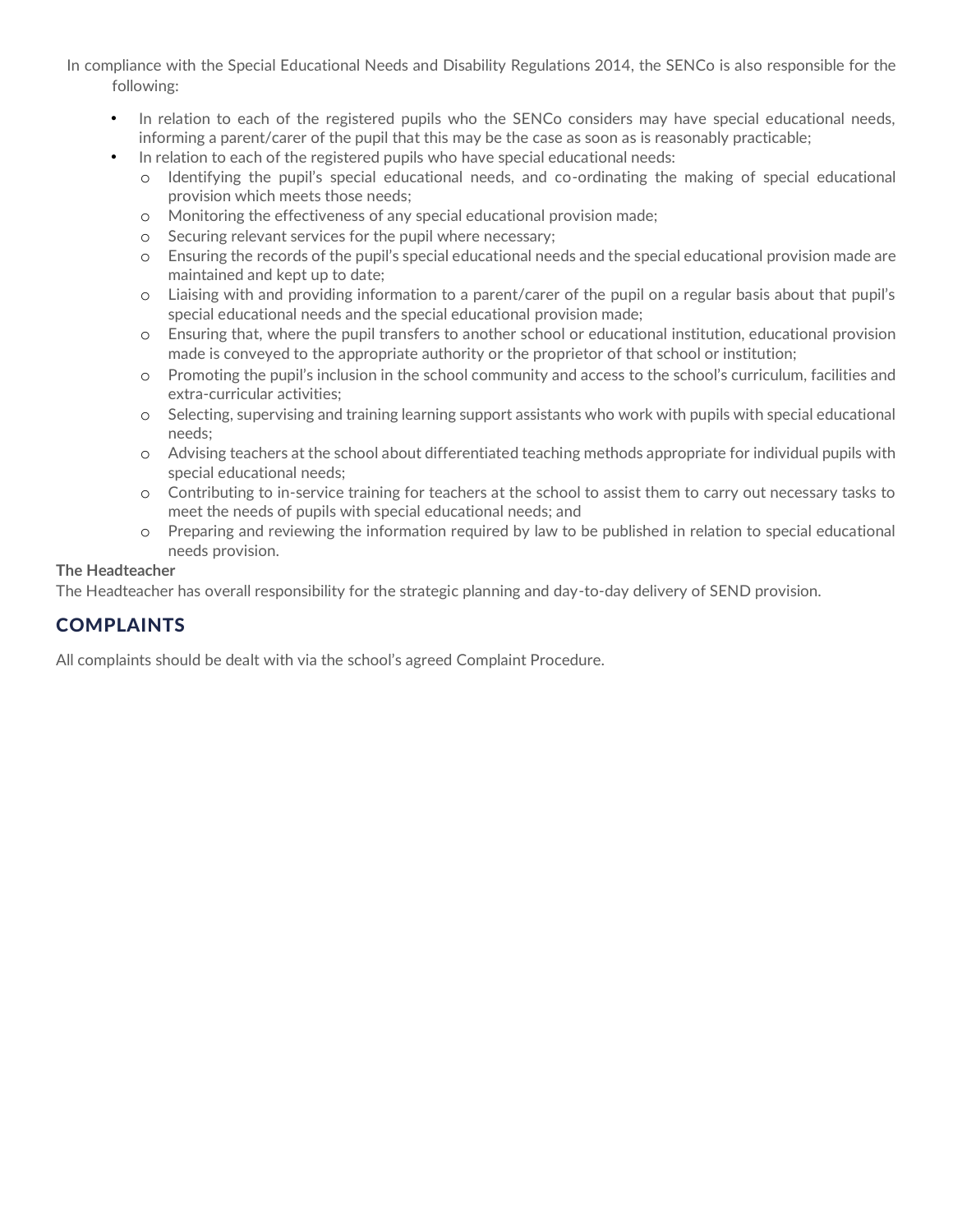In compliance with the Special Educational Needs and Disability Regulations 2014, the SENCo is also responsible for the following:

- In relation to each of the registered pupils who the SENCo considers may have special educational needs, informing a parent/carer of the pupil that this may be the case as soon as is reasonably practicable;
- In relation to each of the registered pupils who have special educational needs:
  - Identifying the pupil's special educational needs, and co-ordinating the making of special educational provision which meets those needs;
  - Monitoring the effectiveness of any special educational provision made;
  - Securing relevant services for the pupil where necessary;
  - Ensuring the records of the pupil's special educational needs and the special educational provision made are maintained and kept up to date;
  - Liaising with and providing information to a parent/carer of the pupil on a regular basis about that pupil's special educational needs and the special educational provision made;
  - Ensuring that, where the pupil transfers to another school or educational institution, educational provision made is conveyed to the appropriate authority or the proprietor of that school or institution;
  - Promoting the pupil's inclusion in the school community and access to the school's curriculum, facilities and extra-curricular activities;
  - Selecting, supervising and training learning support assistants who work with pupils with special educational needs;
  - Advising teachers at the school about differentiated teaching methods appropriate for individual pupils with special educational needs;
  - Contributing to in-service training for teachers at the school to assist them to carry out necessary tasks to meet the needs of pupils with special educational needs; and
  - Preparing and reviewing the information required by law to be published in relation to special educational needs provision.

**The Headteacher**

The Headteacher has overall responsibility for the strategic planning and day-to-day delivery of SEND provision.

## COMPLAINTS

All complaints should be dealt with via the school's agreed Complaint Procedure.